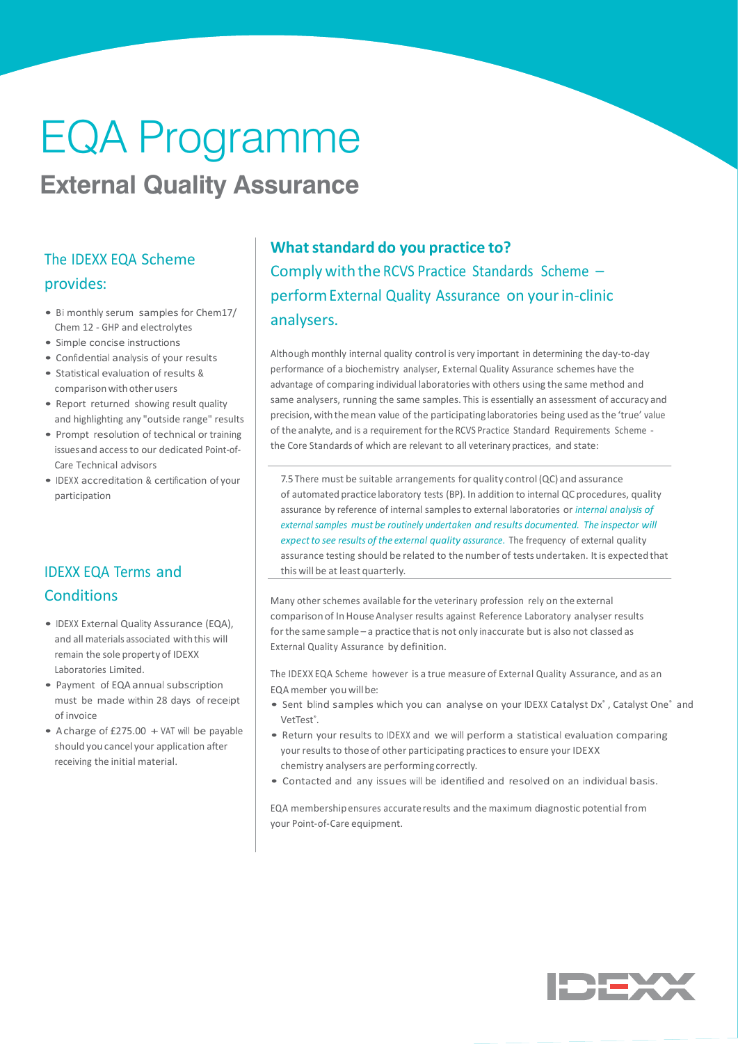# EQA Programme

## External Quality Assurance

### The IDEXX EQA Scheme provides:

- Bi monthly serum samples for Chem17/ Chem 12 - GHP and electrolytes
- Simple concise instructions
- Confidential analysis of your results
- Statistical evaluation of results & comparison with other users
- Report returned showing result quality and highlighting any "outside range" results
- Prompt resolution of technical or training issues and access to our dedicated Point-of-Care Technical advisors
- IDEXX accreditation & certification of your participation

### IDEXX EQA Terms and Conditions

- IDEXX External Quality Assurance (EQA), and all materials associated with this will remain the sole property of IDEXX Laboratories Limited.
- Payment of EQA annual subscription must be made within 28 days of receipt of invoice
- A charge of £275.00 + VAT will be payable should you cancel your application after receiving the initial material.

### What standard do you practice to?

Comply with the RCVS Practice Standards Scheme – perform External Quality Assurance on your in-clinic analysers.

Although monthly internal quality control is very important in determining the day-to-day performance of a biochemistry analyser, External Quality Assurance schemes have the advantage of comparing individual laboratories with others using the same method and same analysers, running the same samples. This is essentially an assessment of accuracy and precision, with the mean value of the participating laboratories being used as the 'true' value of the analyte, and is a requirement for the RCVS Practice Standard Requirements Scheme - the Core Standards of which are relevant to all veterinary practices, and state:

> 7.5 There must be suitable arrangements for quality control (QC) and assurance of automated practice laboratory tests (BP). In addition to internal QC procedures, quality assurance by reference of internal samples to external laboratories or *internal analysis of external samples must be routinely undertaken and results documented. The inspector will expect to see results of the external quality assurance.* The frequency of external quality assurance testing should be related to the number of tests undertaken. It is expected that this will be at least quarterly.

Many other schemes available for the veterinary profession rely on the external comparison of In House Analyser results against Reference Laboratory analyser results for the same sample – a practice that is not only inaccurate but is also not classed as External Quality Assurance by definition.

The IDEXX EQA Scheme however is a true measure of External Quality Assurance, and as an EQA member you will be:

- Sent blind samples which you can analyse on your IDEXX Catalyst Dx®, Catalyst One® and VetTest®.
- Return your results to IDEXX and we will perform a statistical evaluation comparing your results to those of other participating practices to ensure your IDEXX chemistry analysers are performing correctly.
- Contacted and any issues will be identified and resolved on an individual basis.

EQA membership ensures accurate results and the maximum diagnostic potential from your Point-of-Care equipment.

IDEXX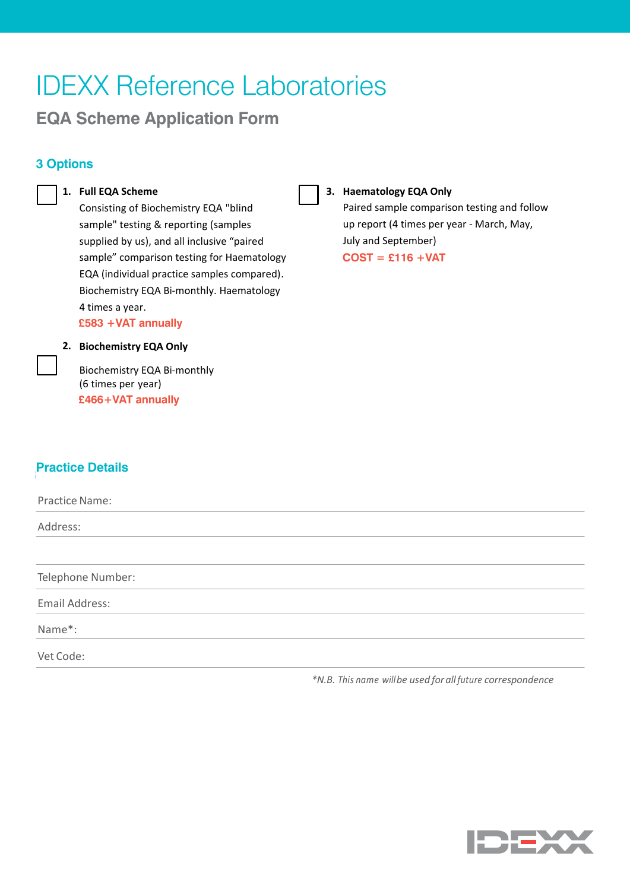# IDEXX Reference Laboratories

## EQA Scheme Application Form

### 3 Options

☐ **1. Full EQA Scheme**

Consisting of Biochemistry EQA "blind sample" testing & reporting (samples supplied by us), and all inclusive "paired sample" comparison testing for Haematology EQA (individual practice samples compared). Biochemistry EQA Bi-monthly. Haematology 4 times a year.

**£583 +VAT annually**

☐ **2. Biochemistry EQA Only**

Biochemistry EQA Bi-monthly
(6 times per year)

**£466+VAT annually**

☐ **3. Haematology EQA Only**

Paired sample comparison testing and follow up report (4 times per year - March, May, July and September)

**COST = £116 +VAT**

### Practice Details

Practice Name:

Address:

Telephone Number:

Email Address:

Name*:

Vet Code:

*\*N.B. This name will be used for all future correspondence*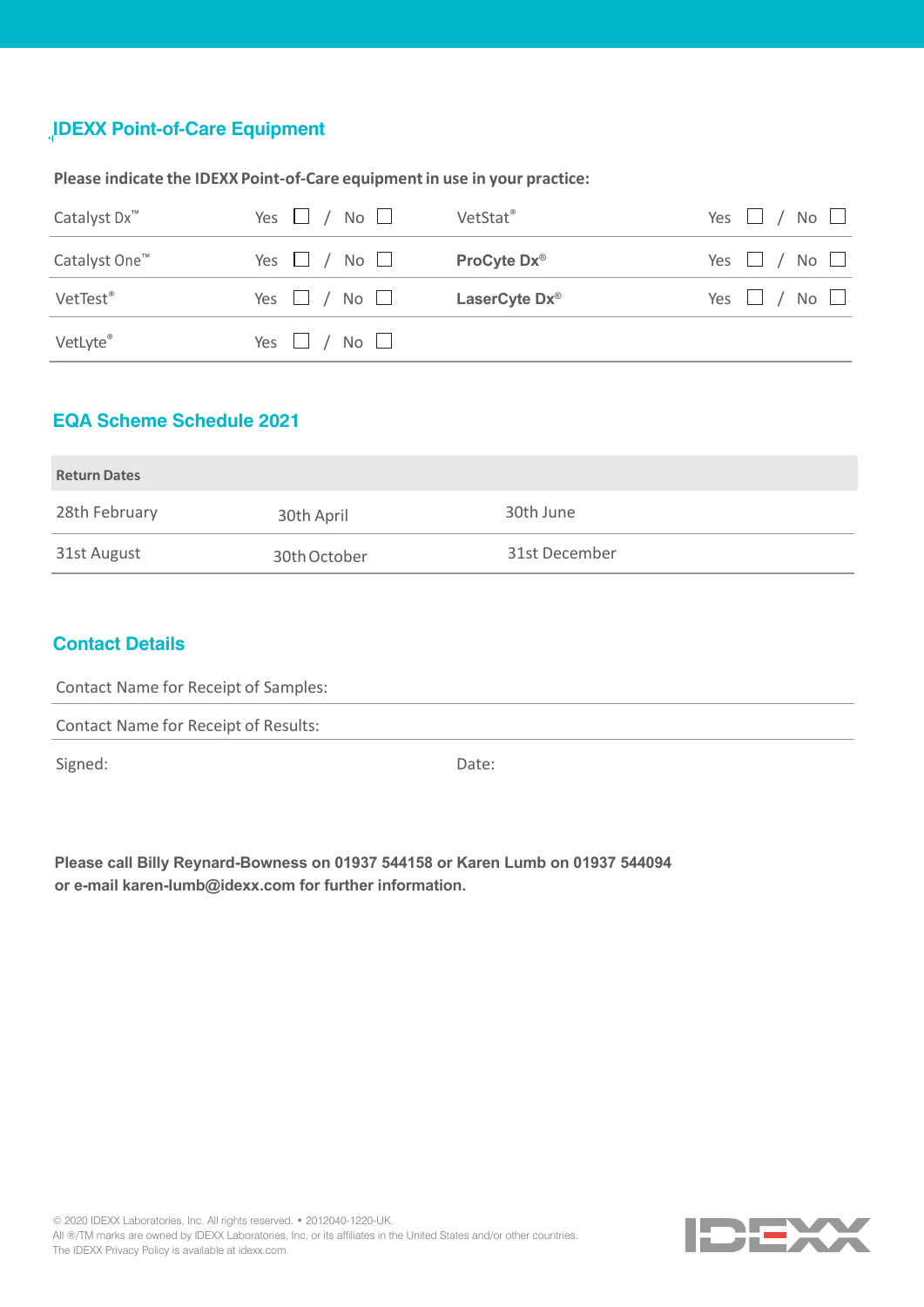## IDEXX Point-of-Care Equipment

**Please indicate the IDEXX Point-of-Care equipment in use in your practice:**

| | | | |
|---|---|---|---|
| Catalyst Dx™ | Yes ☐ / No ☐ | VetStat® | Yes ☐ / No ☐ |
| Catalyst One™ | Yes ☐ / No ☐ | **ProCyte Dx®** | Yes ☐ / No ☐ |
| VetTest® | Yes ☐ / No ☐ | **LaserCyte Dx®** | Yes ☐ / No ☐ |
| VetLyte® | Yes ☐ / No ☐ | | |

## EQA Scheme Schedule 2021

| **Return Dates** | | |
|---|---|---|
| 28th February | 30th April | 30th June |
| 31st August | 30th October | 31st December |

## Contact Details

Contact Name for Receipt of Samples:

Contact Name for Receipt of Results:

Signed: Date:

**Please call Billy Reynard-Bowness on 01937 544158 or Karen Lumb on 01937 544094 or e-mail karen-lumb@idexx.com for further information.**

© 2020 IDEXX Laboratories, Inc. All rights reserved. • 2012040-1220-UK.
All ®/TM marks are owned by IDEXX Laboratories, Inc. or its affiliates in the United States and/or other countries.
The IDEXX Privacy Policy is available at idexx.com.

IDEXX